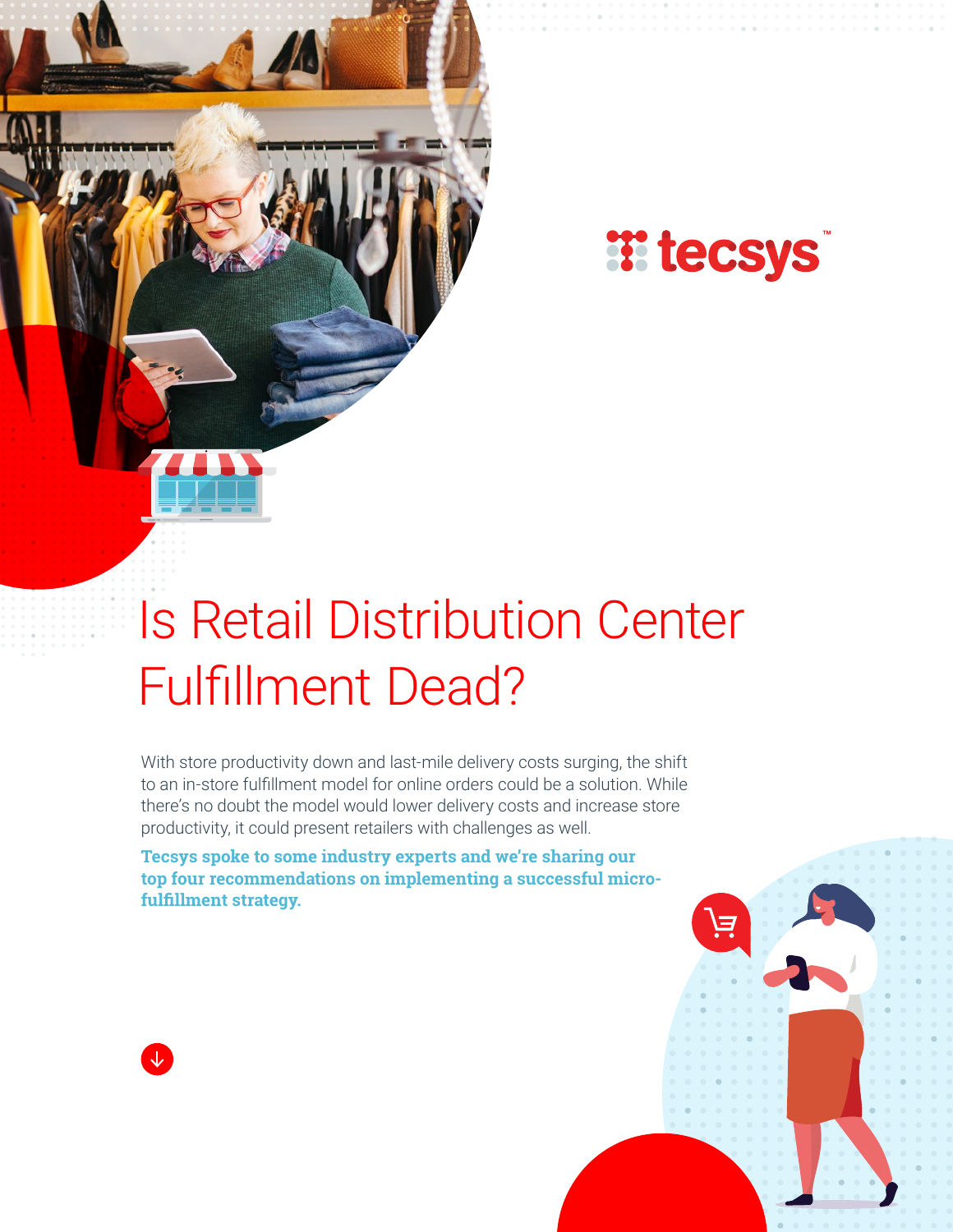tecsys

# Is Retail Distribution Center Fulfillment Dead?

With store productivity down and last-mile delivery costs surging, the shift to an in-store fulfillment model for online orders could be a solution. While there's no doubt the model would lower delivery costs and increase store productivity, it could present retailers with challenges as well.

**Tecsys spoke to some industry experts and we're sharing our top four recommendations on implementing a successful micro-fulfillment strategy.**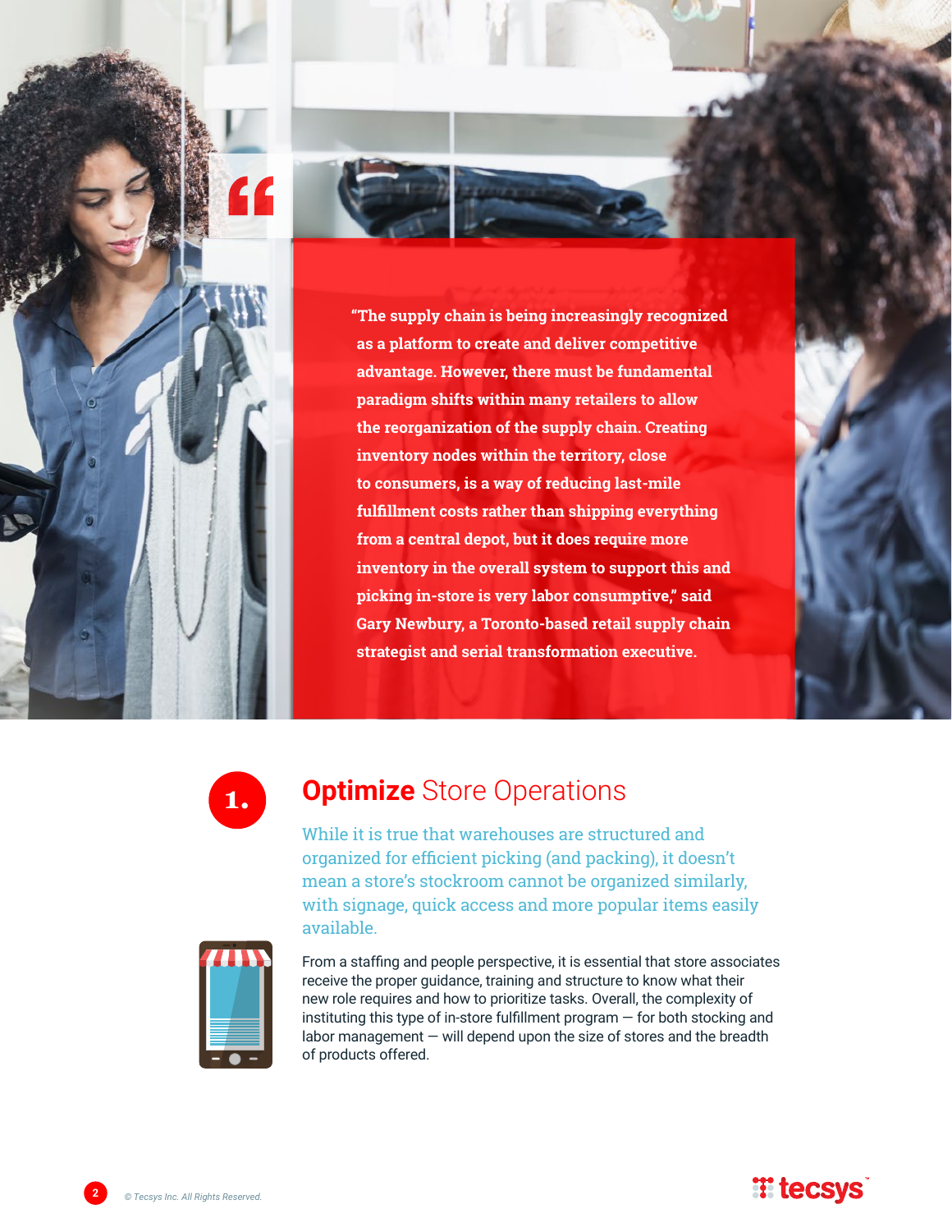> "The supply chain is being increasingly recognized as a platform to create and deliver competitive advantage. However, there must be fundamental paradigm shifts within many retailers to allow the reorganization of the supply chain. Creating inventory nodes within the territory, close to consumers, is a way of reducing last-mile fulfillment costs rather than shipping everything from a central depot, but it does require more inventory in the overall system to support this and picking in-store is very labor consumptive," said Gary Newbury, a Toronto-based retail supply chain strategist and serial transformation executive.

## 1. **Optimize** Store Operations

While it is true that warehouses are structured and organized for efficient picking (and packing), it doesn't mean a store's stockroom cannot be organized similarly, with signage, quick access and more popular items easily available.

From a staffing and people perspective, it is essential that store associates receive the proper guidance, training and structure to know what their new role requires and how to prioritize tasks. Overall, the complexity of instituting this type of in-store fulfillment program — for both stocking and labor management — will depend upon the size of stores and the breadth of products offered.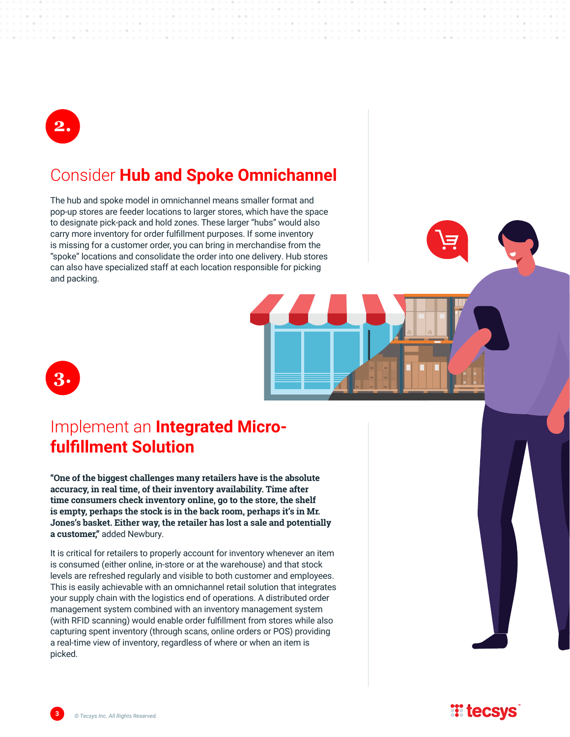## 2.

## Consider **Hub and Spoke Omnichannel**

The hub and spoke model in omnichannel means smaller format and pop-up stores are feeder locations to larger stores, which have the space to designate pick-pack and hold zones. These larger "hubs" would also carry more inventory for order fulfillment purposes. If some inventory is missing for a customer order, you can bring in merchandise from the "spoke" locations and consolidate the order into one delivery. Hub stores can also have specialized staff at each location responsible for picking and packing.

## 3.

## Implement an **Integrated Micro-fulfillment Solution**

**"One of the biggest challenges many retailers have is the absolute accuracy, in real time, of their inventory availability. Time after time consumers check inventory online, go to the store, the shelf is empty, perhaps the stock is in the back room, perhaps it's in Mr. Jones's basket. Either way, the retailer has lost a sale and potentially a customer,"** added Newbury.

It is critical for retailers to properly account for inventory whenever an item is consumed (either online, in-store or at the warehouse) and that stock levels are refreshed regularly and visible to both customer and employees. This is easily achievable with an omnichannel retail solution that integrates your supply chain with the logistics end of operations. A distributed order management system combined with an inventory management system (with RFID scanning) would enable order fulfillment from stores while also capturing spent inventory (through scans, online orders or POS) providing a real-time view of inventory, regardless of where or when an item is picked.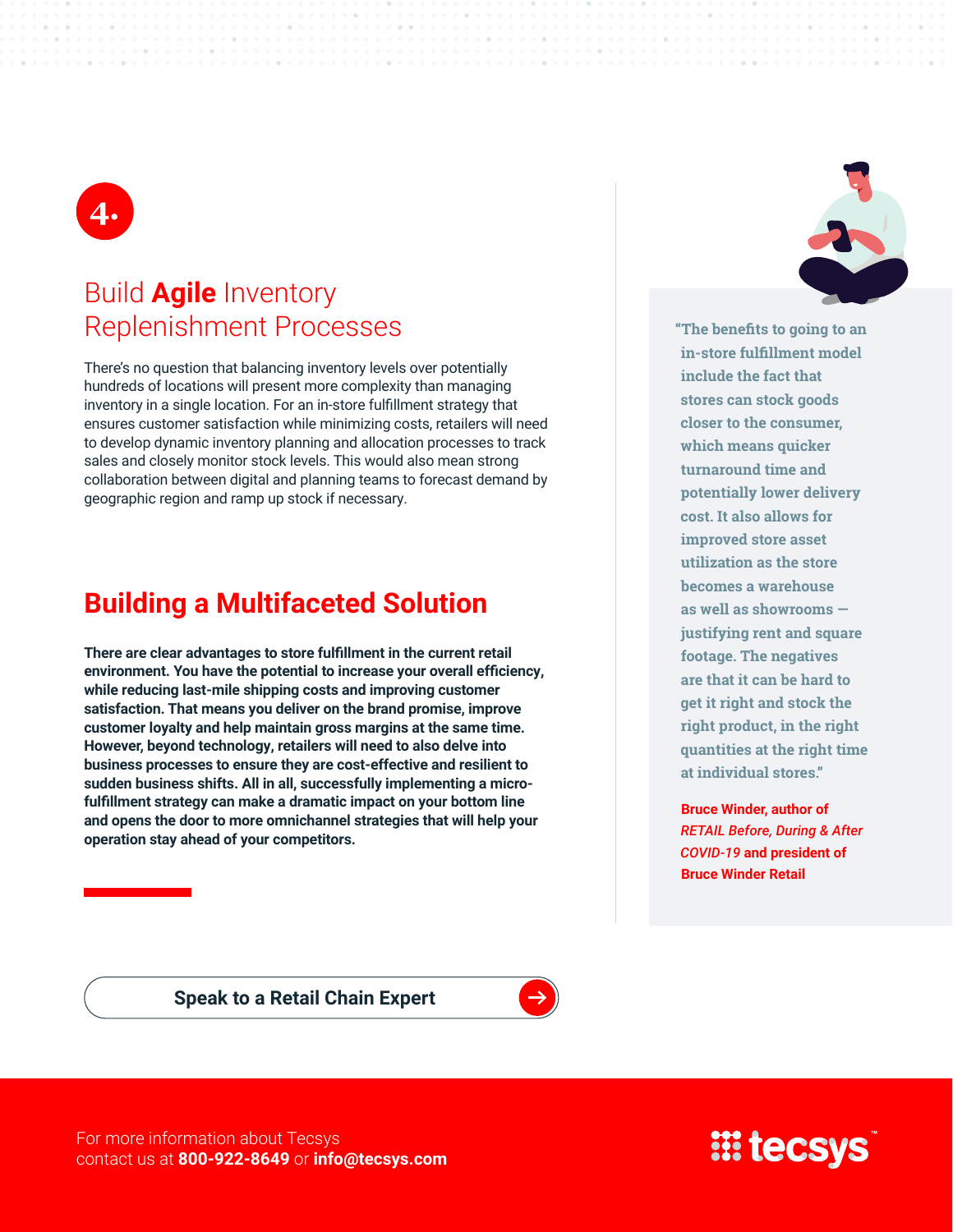## 4.

## Build **Agile** Inventory Replenishment Processes

There's no question that balancing inventory levels over potentially hundreds of locations will present more complexity than managing inventory in a single location. For an in-store fulfillment strategy that ensures customer satisfaction while minimizing costs, retailers will need to develop dynamic inventory planning and allocation processes to track sales and closely monitor stock levels. This would also mean strong collaboration between digital and planning teams to forecast demand by geographic region and ramp up stock if necessary.

## Building a Multifaceted Solution

**There are clear advantages to store fulfillment in the current retail environment. You have the potential to increase your overall efficiency, while reducing last-mile shipping costs and improving customer satisfaction. That means you deliver on the brand promise, improve customer loyalty and help maintain gross margins at the same time. However, beyond technology, retailers will need to also delve into business processes to ensure they are cost-effective and resilient to sudden business shifts. All in all, successfully implementing a micro-fulfillment strategy can make a dramatic impact on your bottom line and opens the door to more omnichannel strategies that will help your operation stay ahead of your competitors.**

"The benefits to going to an in-store fulfillment model include the fact that stores can stock goods closer to the consumer, which means quicker turnaround time and potentially lower delivery cost. It also allows for improved store asset utilization as the store becomes a warehouse as well as showrooms — justifying rent and square footage. The negatives are that it can be hard to get it right and stock the right product, in the right quantities at the right time at individual stores."

**Bruce Winder, author of *RETAIL Before, During & After COVID-19* and president of Bruce Winder Retail**

**Speak to a Retail Chain Expert**

For more information about Tecsys contact us at **800-922-8649** or **info@tecsys.com**

tecsys